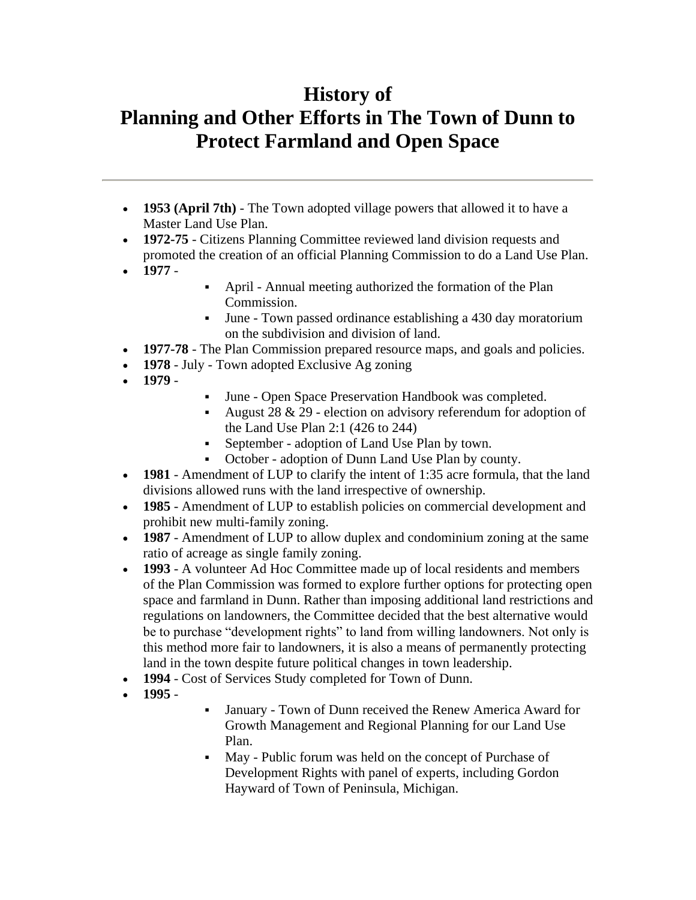# History of Planning and Other Efforts in The Town of Dunn to Protect Farmland and Open Space

---

- **1953 (April 7th)** - The Town adopted village powers that allowed it to have a Master Land Use Plan.
- **1972-75** - Citizens Planning Committee reviewed land division requests and promoted the creation of an official Planning Commission to do a Land Use Plan.
- **1977** -
  - April - Annual meeting authorized the formation of the Plan Commission.
  - June - Town passed ordinance establishing a 430 day moratorium on the subdivision and division of land.
- **1977-78** - The Plan Commission prepared resource maps, and goals and policies.
- **1978** - July - Town adopted Exclusive Ag zoning
- **1979** -
  - June - Open Space Preservation Handbook was completed.
  - August 28 & 29 - election on advisory referendum for adoption of the Land Use Plan 2:1 (426 to 244)
  - September - adoption of Land Use Plan by town.
  - October - adoption of Dunn Land Use Plan by county.
- **1981** - Amendment of LUP to clarify the intent of 1:35 acre formula, that the land divisions allowed runs with the land irrespective of ownership.
- **1985** - Amendment of LUP to establish policies on commercial development and prohibit new multi-family zoning.
- **1987** - Amendment of LUP to allow duplex and condominium zoning at the same ratio of acreage as single family zoning.
- **1993** - A volunteer Ad Hoc Committee made up of local residents and members of the Plan Commission was formed to explore further options for protecting open space and farmland in Dunn. Rather than imposing additional land restrictions and regulations on landowners, the Committee decided that the best alternative would be to purchase "development rights" to land from willing landowners. Not only is this method more fair to landowners, it is also a means of permanently protecting land in the town despite future political changes in town leadership.
- **1994** - Cost of Services Study completed for Town of Dunn.
- **1995** -
  - January - Town of Dunn received the Renew America Award for Growth Management and Regional Planning for our Land Use Plan.
  - May - Public forum was held on the concept of Purchase of Development Rights with panel of experts, including Gordon Hayward of Town of Peninsula, Michigan.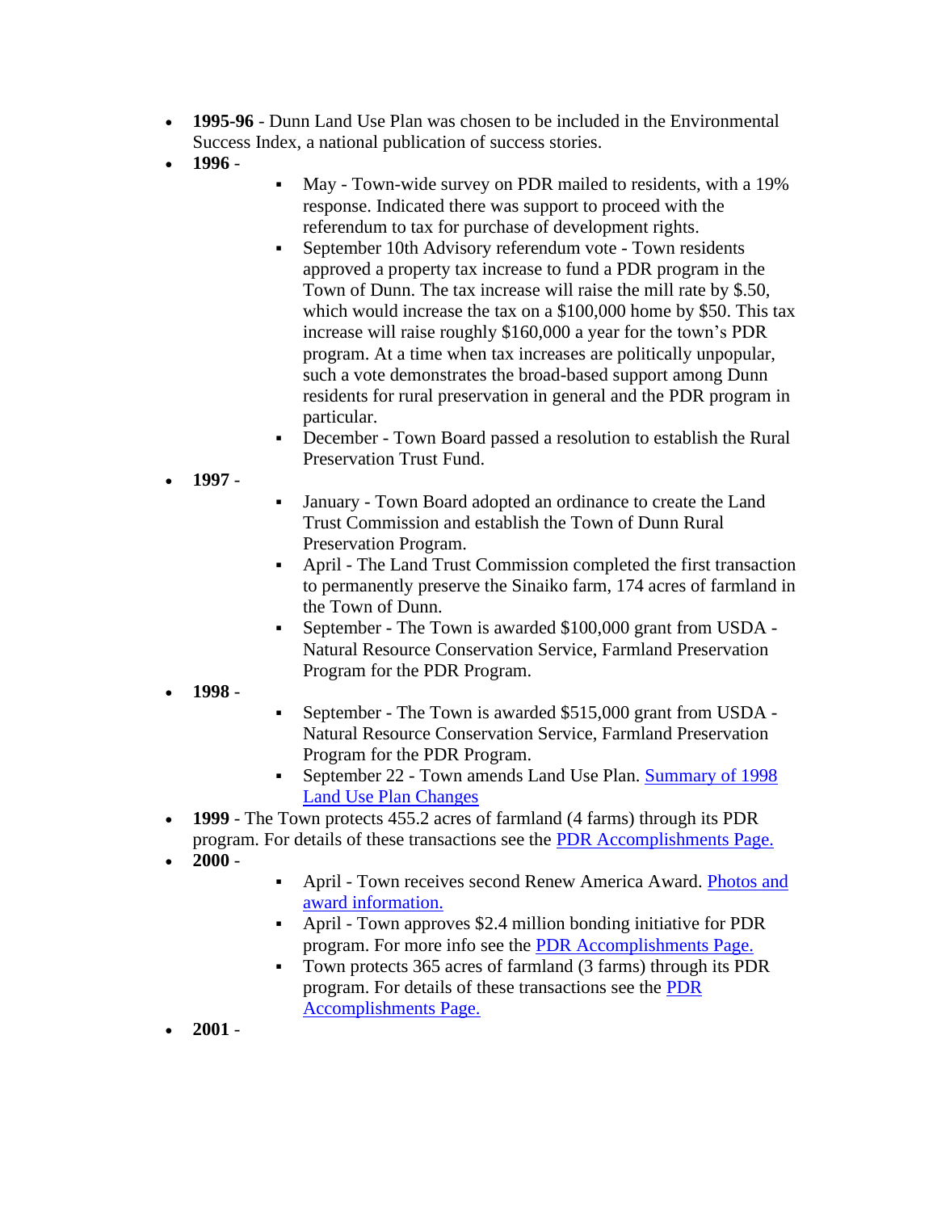- **1995-96** - Dunn Land Use Plan was chosen to be included in the Environmental Success Index, a national publication of success stories.
- **1996** -
  - May - Town-wide survey on PDR mailed to residents, with a 19% response. Indicated there was support to proceed with the referendum to tax for purchase of development rights.
  - September 10th Advisory referendum vote - Town residents approved a property tax increase to fund a PDR program in the Town of Dunn. The tax increase will raise the mill rate by $.50, which would increase the tax on a $100,000 home by $50. This tax increase will raise roughly $160,000 a year for the town's PDR program. At a time when tax increases are politically unpopular, such a vote demonstrates the broad-based support among Dunn residents for rural preservation in general and the PDR program in particular.
  - December - Town Board passed a resolution to establish the Rural Preservation Trust Fund.
- **1997** -
  - January - Town Board adopted an ordinance to create the Land Trust Commission and establish the Town of Dunn Rural Preservation Program.
  - April - The Land Trust Commission completed the first transaction to permanently preserve the Sinaiko farm, 174 acres of farmland in the Town of Dunn.
  - September - The Town is awarded $100,000 grant from USDA - Natural Resource Conservation Service, Farmland Preservation Program for the PDR Program.
- **1998** -
  - September - The Town is awarded $515,000 grant from USDA - Natural Resource Conservation Service, Farmland Preservation Program for the PDR Program.
  - September 22 - Town amends Land Use Plan. [Summary of 1998 Land Use Plan Changes]
- **1999** - The Town protects 455.2 acres of farmland (4 farms) through its PDR program. For details of these transactions see the [PDR Accomplishments Page.]
- **2000** -
  - April - Town receives second Renew America Award. [Photos and award information.]
  - April - Town approves $2.4 million bonding initiative for PDR program. For more info see the [PDR Accomplishments Page.]
  - Town protects 365 acres of farmland (3 farms) through its PDR program. For details of these transactions see the [PDR Accomplishments Page.]
- **2001** -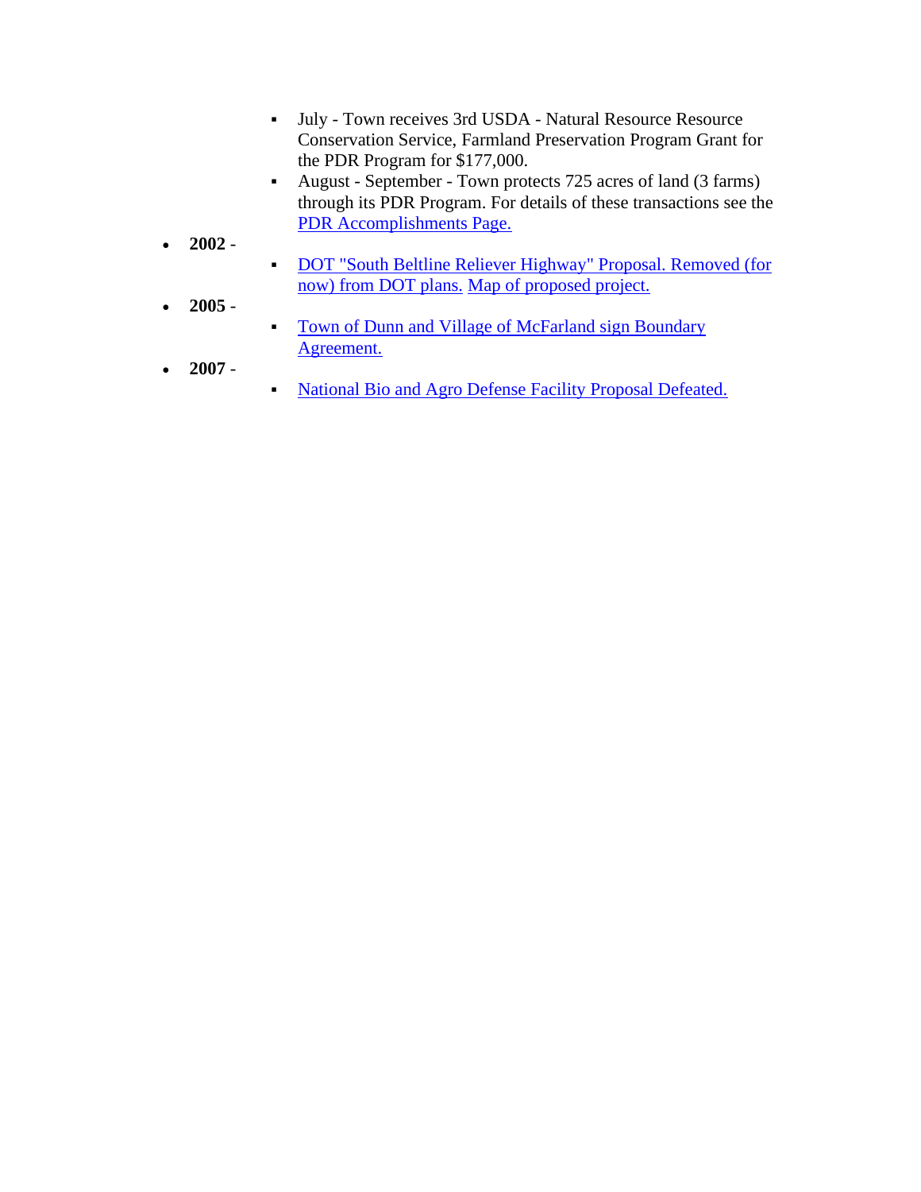- July - Town receives 3rd USDA - Natural Resource Resource Conservation Service, Farmland Preservation Program Grant for the PDR Program for $177,000.
    - August - September - Town protects 725 acres of land (3 farms) through its PDR Program. For details of these transactions see the PDR Accomplishments Page.
- **2002** -
    - DOT "South Beltline Reliever Highway" Proposal. Removed (for now) from DOT plans. Map of proposed project.
- **2005** -
    - Town of Dunn and Village of McFarland sign Boundary Agreement.
- **2007** -
    - National Bio and Agro Defense Facility Proposal Defeated.